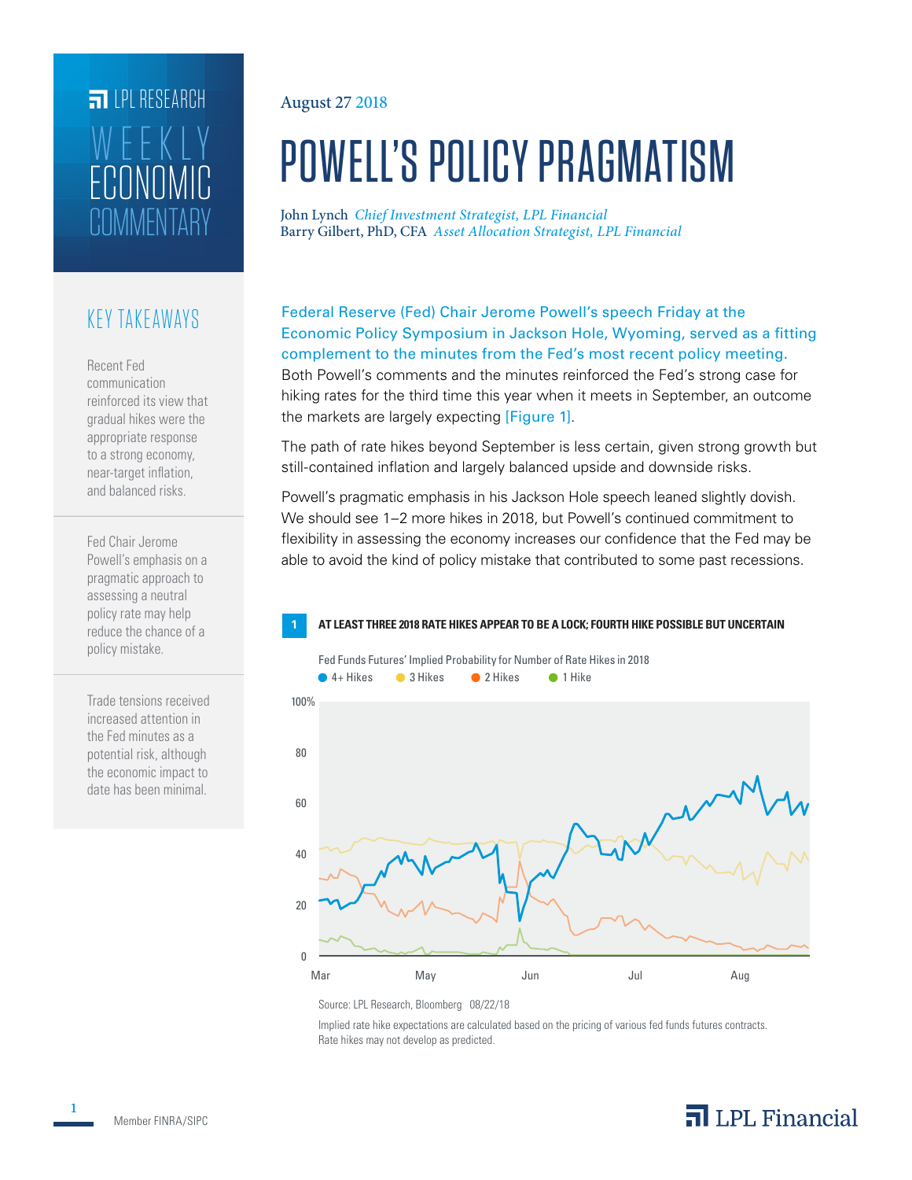LPL RESEARCH

WEEKLY ECONOMIC COMMENTARY

August 27 2018

# POWELL'S POLICY PRAGMATISM

John Lynch *Chief Investment Strategist, LPL Financial*
Barry Gilbert, PhD, CFA *Asset Allocation Strategist, LPL Financial*

## KEY TAKEAWAYS

Recent Fed communication reinforced its view that gradual hikes were the appropriate response to a strong economy, near-target inflation, and balanced risks.

Fed Chair Jerome Powell's emphasis on a pragmatic approach to assessing a neutral policy rate may help reduce the chance of a policy mistake.

Trade tensions received increased attention in the Fed minutes as a potential risk, although the economic impact to date has been minimal.

Federal Reserve (Fed) Chair Jerome Powell's speech Friday at the Economic Policy Symposium in Jackson Hole, Wyoming, served as a fitting complement to the minutes from the Fed's most recent policy meeting. Both Powell's comments and the minutes reinforced the Fed's strong case for hiking rates for the third time this year when it meets in September, an outcome the markets are largely expecting [Figure 1].

The path of rate hikes beyond September is less certain, given strong growth but still-contained inflation and largely balanced upside and downside risks.

Powell's pragmatic emphasis in his Jackson Hole speech leaned slightly dovish. We should see 1–2 more hikes in 2018, but Powell's continued commitment to flexibility in assessing the economy increases our confidence that the Fed may be able to avoid the kind of policy mistake that contributed to some past recessions.

**1 AT LEAST THREE 2018 RATE HIKES APPEAR TO BE A LOCK; FOURTH HIKE POSSIBLE BUT UNCERTAIN**

Fed Funds Futures' Implied Probability for Number of Rate Hikes in 2018

Source: LPL Research, Bloomberg 08/22/18

Implied rate hike expectations are calculated based on the pricing of various fed funds futures contracts. Rate hikes may not develop as predicted.

Member FINRA/SIPC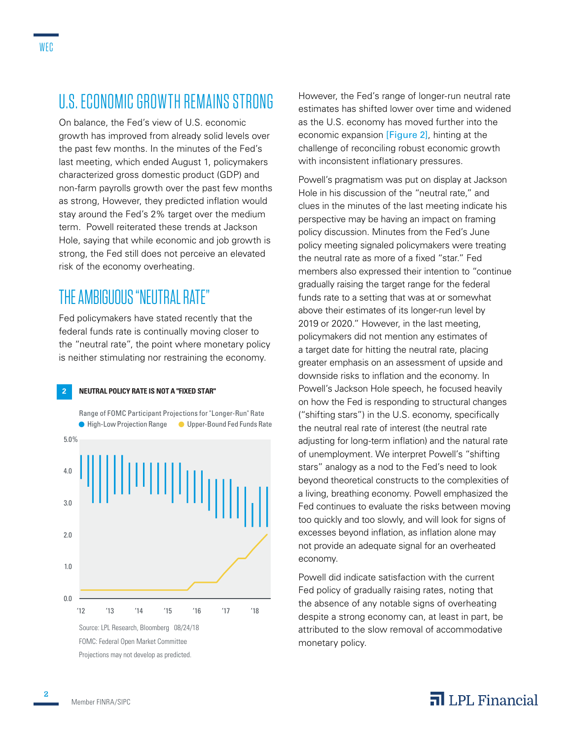## U.S. ECONOMIC GROWTH REMAINS STRONG

On balance, the Fed's view of U.S. economic growth has improved from already solid levels over the past few months. In the minutes of the Fed's last meeting, which ended August 1, policymakers characterized gross domestic product (GDP) and non-farm payrolls growth over the past few months as strong, However, they predicted inflation would stay around the Fed's 2% target over the medium term. Powell reiterated these trends at Jackson Hole, saying that while economic and job growth is strong, the Fed still does not perceive an elevated risk of the economy overheating.

## THE AMBIGUOUS "NEUTRAL RATE"

Fed policymakers have stated recently that the federal funds rate is continually moving closer to the "neutral rate", the point where monetary policy is neither stimulating nor restraining the economy.

**2 NEUTRAL POLICY RATE IS NOT A "FIXED STAR"**

Range of FOMC Participant Projections for "Longer-Run" Rate

● High-Low Projection Range ● Upper-Bound Fed Funds Rate

Source: LPL Research, Bloomberg 08/24/18

FOMC: Federal Open Market Committee

Projections may not develop as predicted.

However, the Fed's range of longer-run neutral rate estimates has shifted lower over time and widened as the U.S. economy has moved further into the economic expansion [Figure 2], hinting at the challenge of reconciling robust economic growth with inconsistent inflationary pressures.

Powell's pragmatism was put on display at Jackson Hole in his discussion of the "neutral rate," and clues in the minutes of the last meeting indicate his perspective may be having an impact on framing policy discussion. Minutes from the Fed's June policy meeting signaled policymakers were treating the neutral rate as more of a fixed "star." Fed members also expressed their intention to "continue gradually raising the target range for the federal funds rate to a setting that was at or somewhat above their estimates of its longer-run level by 2019 or 2020." However, in the last meeting, policymakers did not mention any estimates of a target date for hitting the neutral rate, placing greater emphasis on an assessment of upside and downside risks to inflation and the economy. In Powell's Jackson Hole speech, he focused heavily on how the Fed is responding to structural changes ("shifting stars") in the U.S. economy, specifically the neutral real rate of interest (the neutral rate adjusting for long-term inflation) and the natural rate of unemployment. We interpret Powell's "shifting stars" analogy as a nod to the Fed's need to look beyond theoretical constructs to the complexities of a living, breathing economy. Powell emphasized the Fed continues to evaluate the risks between moving too quickly and too slowly, and will look for signs of excesses beyond inflation, as inflation alone may not provide an adequate signal for an overheated economy.

Powell did indicate satisfaction with the current Fed policy of gradually raising rates, noting that the absence of any notable signs of overheating despite a strong economy can, at least in part, be attributed to the slow removal of accommodative monetary policy.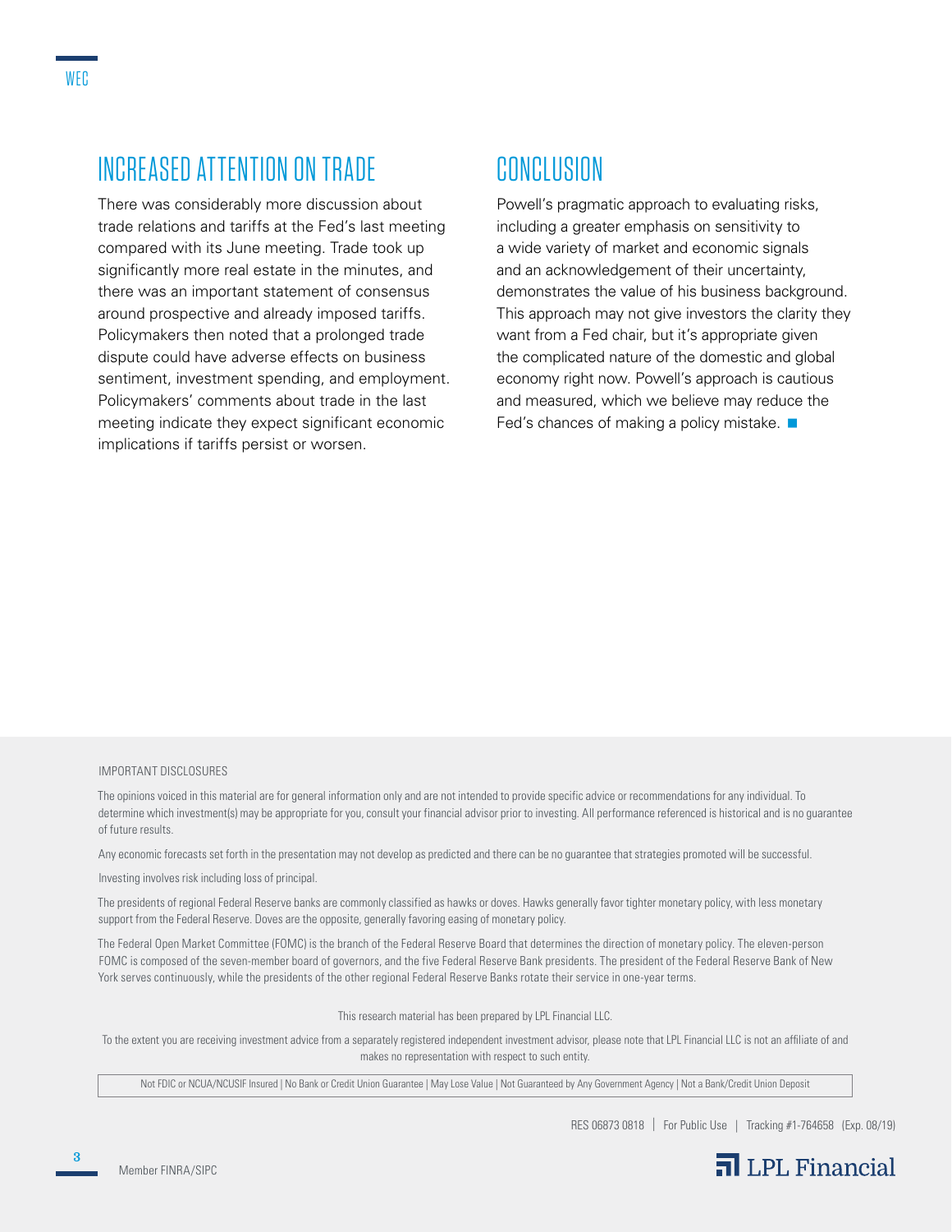## INCREASED ATTENTION ON TRADE

There was considerably more discussion about trade relations and tariffs at the Fed's last meeting compared with its June meeting. Trade took up significantly more real estate in the minutes, and there was an important statement of consensus around prospective and already imposed tariffs. Policymakers then noted that a prolonged trade dispute could have adverse effects on business sentiment, investment spending, and employment. Policymakers' comments about trade in the last meeting indicate they expect significant economic implications if tariffs persist or worsen.

## CONCLUSION

Powell's pragmatic approach to evaluating risks, including a greater emphasis on sensitivity to a wide variety of market and economic signals and an acknowledgement of their uncertainty, demonstrates the value of his business background. This approach may not give investors the clarity they want from a Fed chair, but it's appropriate given the complicated nature of the domestic and global economy right now. Powell's approach is cautious and measured, which we believe may reduce the Fed's chances of making a policy mistake. ■

IMPORTANT DISCLOSURES

The opinions voiced in this material are for general information only and are not intended to provide specific advice or recommendations for any individual. To determine which investment(s) may be appropriate for you, consult your financial advisor prior to investing. All performance referenced is historical and is no guarantee of future results.

Any economic forecasts set forth in the presentation may not develop as predicted and there can be no guarantee that strategies promoted will be successful.

Investing involves risk including loss of principal.

The presidents of regional Federal Reserve banks are commonly classified as hawks or doves. Hawks generally favor tighter monetary policy, with less monetary support from the Federal Reserve. Doves are the opposite, generally favoring easing of monetary policy.

The Federal Open Market Committee (FOMC) is the branch of the Federal Reserve Board that determines the direction of monetary policy. The eleven-person FOMC is composed of the seven-member board of governors, and the five Federal Reserve Bank presidents. The president of the Federal Reserve Bank of New York serves continuously, while the presidents of the other regional Federal Reserve Banks rotate their service in one-year terms.

This research material has been prepared by LPL Financial LLC.

To the extent you are receiving investment advice from a separately registered independent investment advisor, please note that LPL Financial LLC is not an affiliate of and makes no representation with respect to such entity.

Not FDIC or NCUA/NCUSIF Insured | No Bank or Credit Union Guarantee | May Lose Value | Not Guaranteed by Any Government Agency | Not a Bank/Credit Union Deposit

RES 06873 0818 | For Public Use | Tracking #1-764658 (Exp. 08/19)

Member FINRA/SIPC

LPL Financial